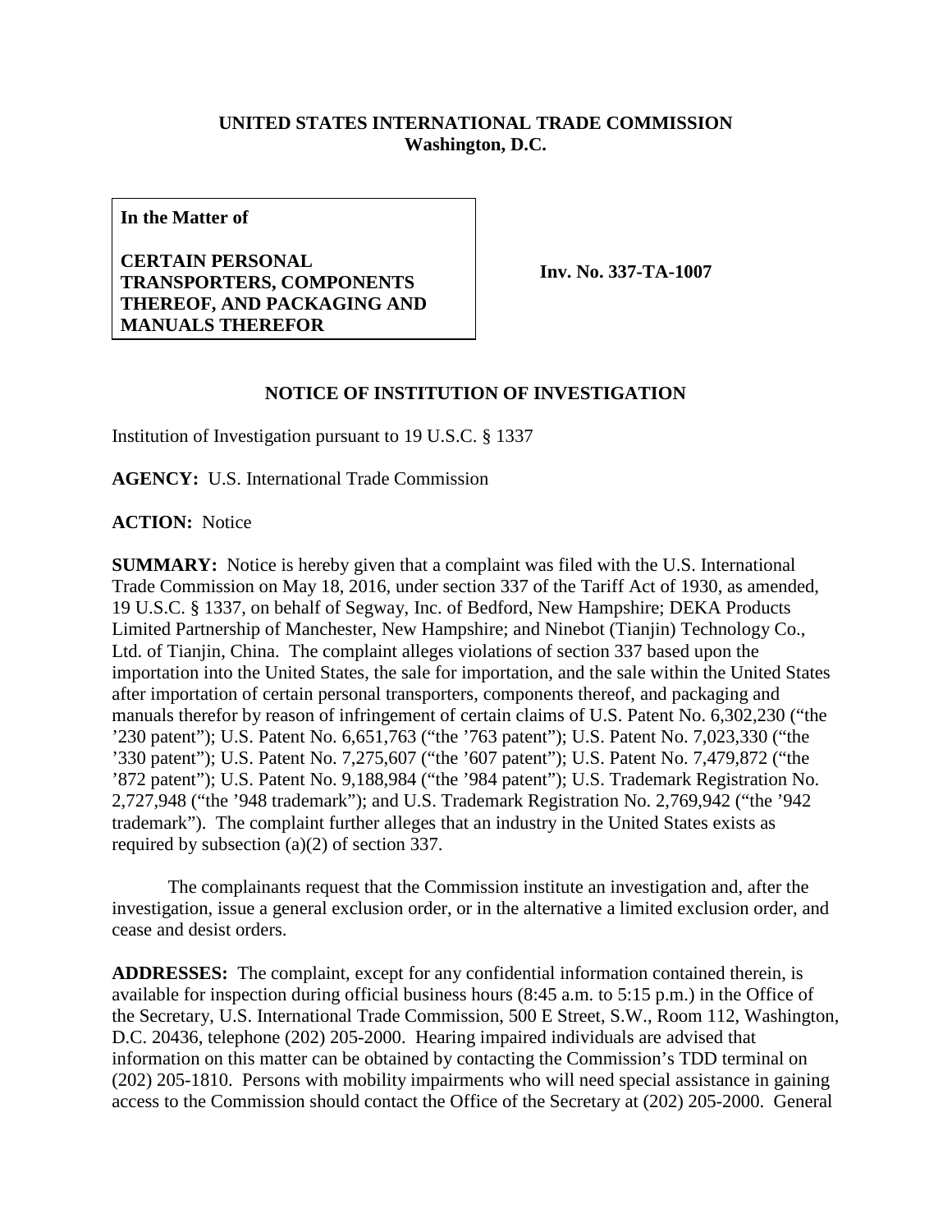**UNITED STATES INTERNATIONAL TRADE COMMISSION**
**Washington, D.C.**

| **In the Matter of**<br><br>**CERTAIN PERSONAL TRANSPORTERS, COMPONENTS THEREOF, AND PACKAGING AND MANUALS THEREFOR** | **Inv. No. 337-TA-1007** |
|---|---|

## NOTICE OF INSTITUTION OF INVESTIGATION

Institution of Investigation pursuant to 19 U.S.C. § 1337

**AGENCY:** U.S. International Trade Commission

**ACTION:** Notice

**SUMMARY:** Notice is hereby given that a complaint was filed with the U.S. International Trade Commission on May 18, 2016, under section 337 of the Tariff Act of 1930, as amended, 19 U.S.C. § 1337, on behalf of Segway, Inc. of Bedford, New Hampshire; DEKA Products Limited Partnership of Manchester, New Hampshire; and Ninebot (Tianjin) Technology Co., Ltd. of Tianjin, China. The complaint alleges violations of section 337 based upon the importation into the United States, the sale for importation, and the sale within the United States after importation of certain personal transporters, components thereof, and packaging and manuals therefor by reason of infringement of certain claims of U.S. Patent No. 6,302,230 ("the '230 patent"); U.S. Patent No. 6,651,763 ("the '763 patent"); U.S. Patent No. 7,023,330 ("the '330 patent"); U.S. Patent No. 7,275,607 ("the '607 patent"); U.S. Patent No. 7,479,872 ("the '872 patent"); U.S. Patent No. 9,188,984 ("the '984 patent"); U.S. Trademark Registration No. 2,727,948 ("the '948 trademark"); and U.S. Trademark Registration No. 2,769,942 ("the '942 trademark"). The complaint further alleges that an industry in the United States exists as required by subsection (a)(2) of section 337.

The complainants request that the Commission institute an investigation and, after the investigation, issue a general exclusion order, or in the alternative a limited exclusion order, and cease and desist orders.

**ADDRESSES:** The complaint, except for any confidential information contained therein, is available for inspection during official business hours (8:45 a.m. to 5:15 p.m.) in the Office of the Secretary, U.S. International Trade Commission, 500 E Street, S.W., Room 112, Washington, D.C. 20436, telephone (202) 205-2000. Hearing impaired individuals are advised that information on this matter can be obtained by contacting the Commission's TDD terminal on (202) 205-1810. Persons with mobility impairments who will need special assistance in gaining access to the Commission should contact the Office of the Secretary at (202) 205-2000. General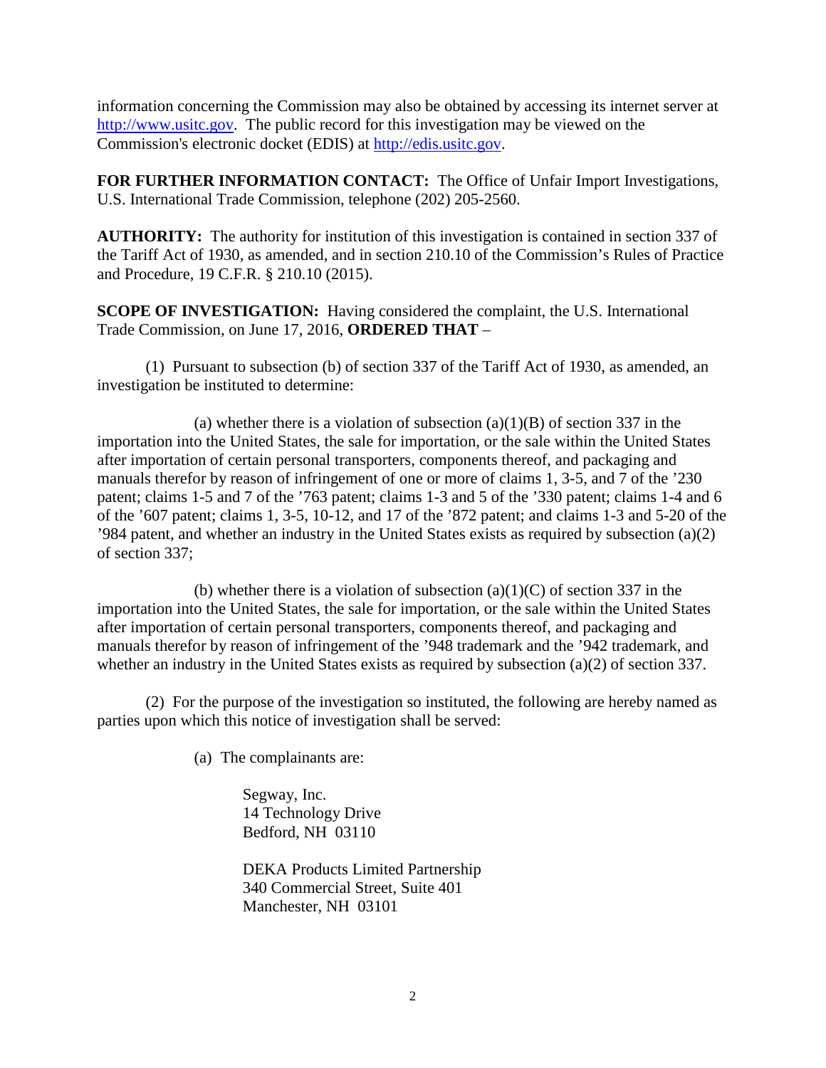information concerning the Commission may also be obtained by accessing its internet server at http://www.usitc.gov. The public record for this investigation may be viewed on the Commission's electronic docket (EDIS) at http://edis.usitc.gov.

**FOR FURTHER INFORMATION CONTACT:** The Office of Unfair Import Investigations, U.S. International Trade Commission, telephone (202) 205-2560.

**AUTHORITY:** The authority for institution of this investigation is contained in section 337 of the Tariff Act of 1930, as amended, and in section 210.10 of the Commission's Rules of Practice and Procedure, 19 C.F.R. § 210.10 (2015).

**SCOPE OF INVESTIGATION:** Having considered the complaint, the U.S. International Trade Commission, on June 17, 2016, **ORDERED THAT** –

(1) Pursuant to subsection (b) of section 337 of the Tariff Act of 1930, as amended, an investigation be instituted to determine:

(a) whether there is a violation of subsection (a)(1)(B) of section 337 in the importation into the United States, the sale for importation, or the sale within the United States after importation of certain personal transporters, components thereof, and packaging and manuals therefor by reason of infringement of one or more of claims 1, 3-5, and 7 of the '230 patent; claims 1-5 and 7 of the '763 patent; claims 1-3 and 5 of the '330 patent; claims 1-4 and 6 of the '607 patent; claims 1, 3-5, 10-12, and 17 of the '872 patent; and claims 1-3 and 5-20 of the '984 patent, and whether an industry in the United States exists as required by subsection (a)(2) of section 337;

(b) whether there is a violation of subsection (a)(1)(C) of section 337 in the importation into the United States, the sale for importation, or the sale within the United States after importation of certain personal transporters, components thereof, and packaging and manuals therefor by reason of infringement of the '948 trademark and the '942 trademark, and whether an industry in the United States exists as required by subsection (a)(2) of section 337.

(2) For the purpose of the investigation so instituted, the following are hereby named as parties upon which this notice of investigation shall be served:

(a) The complainants are:

Segway, Inc.
14 Technology Drive
Bedford, NH 03110

DEKA Products Limited Partnership
340 Commercial Street, Suite 401
Manchester, NH 03101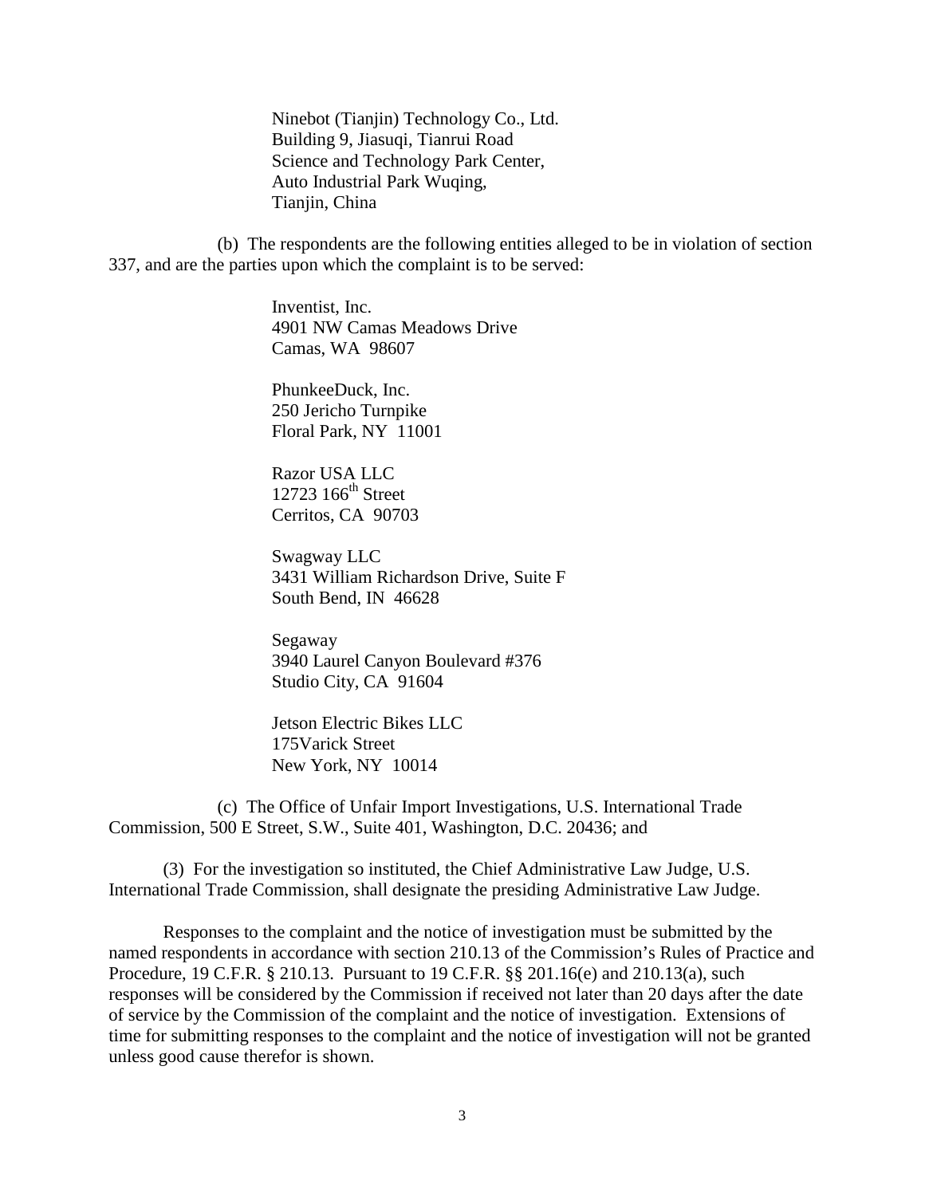Ninebot (Tianjin) Technology Co., Ltd.
Building 9, Jiasuqi, Tianrui Road
Science and Technology Park Center,
Auto Industrial Park Wuqing,
Tianjin, China

(b) The respondents are the following entities alleged to be in violation of section 337, and are the parties upon which the complaint is to be served:

Inventist, Inc.
4901 NW Camas Meadows Drive
Camas, WA 98607

PhunkeeDuck, Inc.
250 Jericho Turnpike
Floral Park, NY 11001

Razor USA LLC
12723 166th Street
Cerritos, CA 90703

Swagway LLC
3431 William Richardson Drive, Suite F
South Bend, IN 46628

Segaway
3940 Laurel Canyon Boulevard #376
Studio City, CA 91604

Jetson Electric Bikes LLC
175Varick Street
New York, NY 10014

(c) The Office of Unfair Import Investigations, U.S. International Trade Commission, 500 E Street, S.W., Suite 401, Washington, D.C. 20436; and

(3) For the investigation so instituted, the Chief Administrative Law Judge, U.S. International Trade Commission, shall designate the presiding Administrative Law Judge.

Responses to the complaint and the notice of investigation must be submitted by the named respondents in accordance with section 210.13 of the Commission's Rules of Practice and Procedure, 19 C.F.R. § 210.13. Pursuant to 19 C.F.R. §§ 201.16(e) and 210.13(a), such responses will be considered by the Commission if received not later than 20 days after the date of service by the Commission of the complaint and the notice of investigation. Extensions of time for submitting responses to the complaint and the notice of investigation will not be granted unless good cause therefor is shown.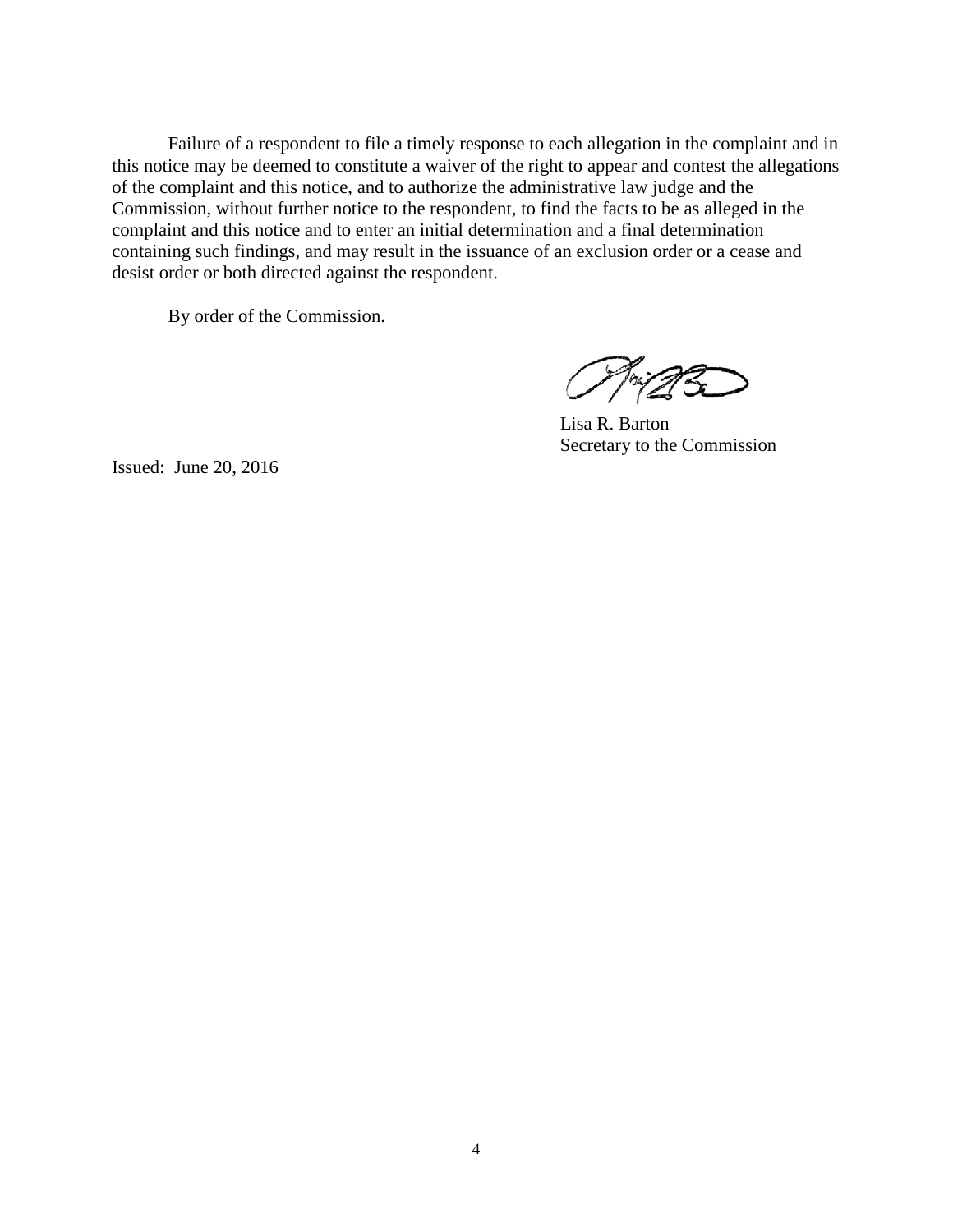Failure of a respondent to file a timely response to each allegation in the complaint and in this notice may be deemed to constitute a waiver of the right to appear and contest the allegations of the complaint and this notice, and to authorize the administrative law judge and the Commission, without further notice to the respondent, to find the facts to be as alleged in the complaint and this notice and to enter an initial determination and a final determination containing such findings, and may result in the issuance of an exclusion order or a cease and desist order or both directed against the respondent.

By order of the Commission.

Lisa R. Barton
Secretary to the Commission

Issued: June 20, 2016